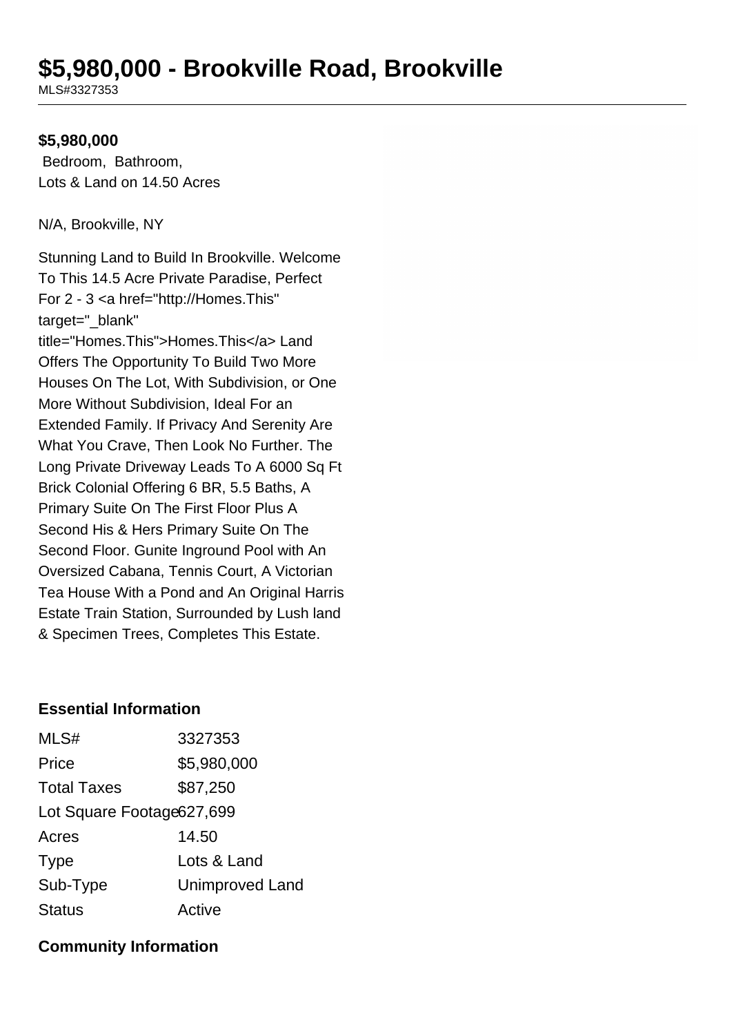# $5,980,000 - Brookville Road, Brookville

MLS#3327353

**$5,980,000**

Bedroom, Bathroom,
Lots & Land on 14.50 Acres

N/A, Brookville, NY

Stunning Land to Build In Brookville. Welcome To This 14.5 Acre Private Paradise, Perfect For 2 - 3 <a href="http://Homes.This" target="_blank" title="Homes.This">Homes.This</a> Land Offers The Opportunity To Build Two More Houses On The Lot, With Subdivision, or One More Without Subdivision, Ideal For an Extended Family. If Privacy And Serenity Are What You Crave, Then Look No Further. The Long Private Driveway Leads To A 6000 Sq Ft Brick Colonial Offering 6 BR, 5.5 Baths, A Primary Suite On The First Floor Plus A Second His & Hers Primary Suite On The Second Floor. Gunite Inground Pool with An Oversized Cabana, Tennis Court, A Victorian Tea House With a Pond and An Original Harris Estate Train Station, Surrounded by Lush land & Specimen Trees, Completes This Estate.

## Essential Information

| | |
|---|---|
| MLS# | 3327353 |
| Price | $5,980,000 |
| Total Taxes | $87,250 |
| Lot Square Footage | 627,699 |
| Acres | 14.50 |
| Type | Lots & Land |
| Sub-Type | Unimproved Land |
| Status | Active |

## Community Information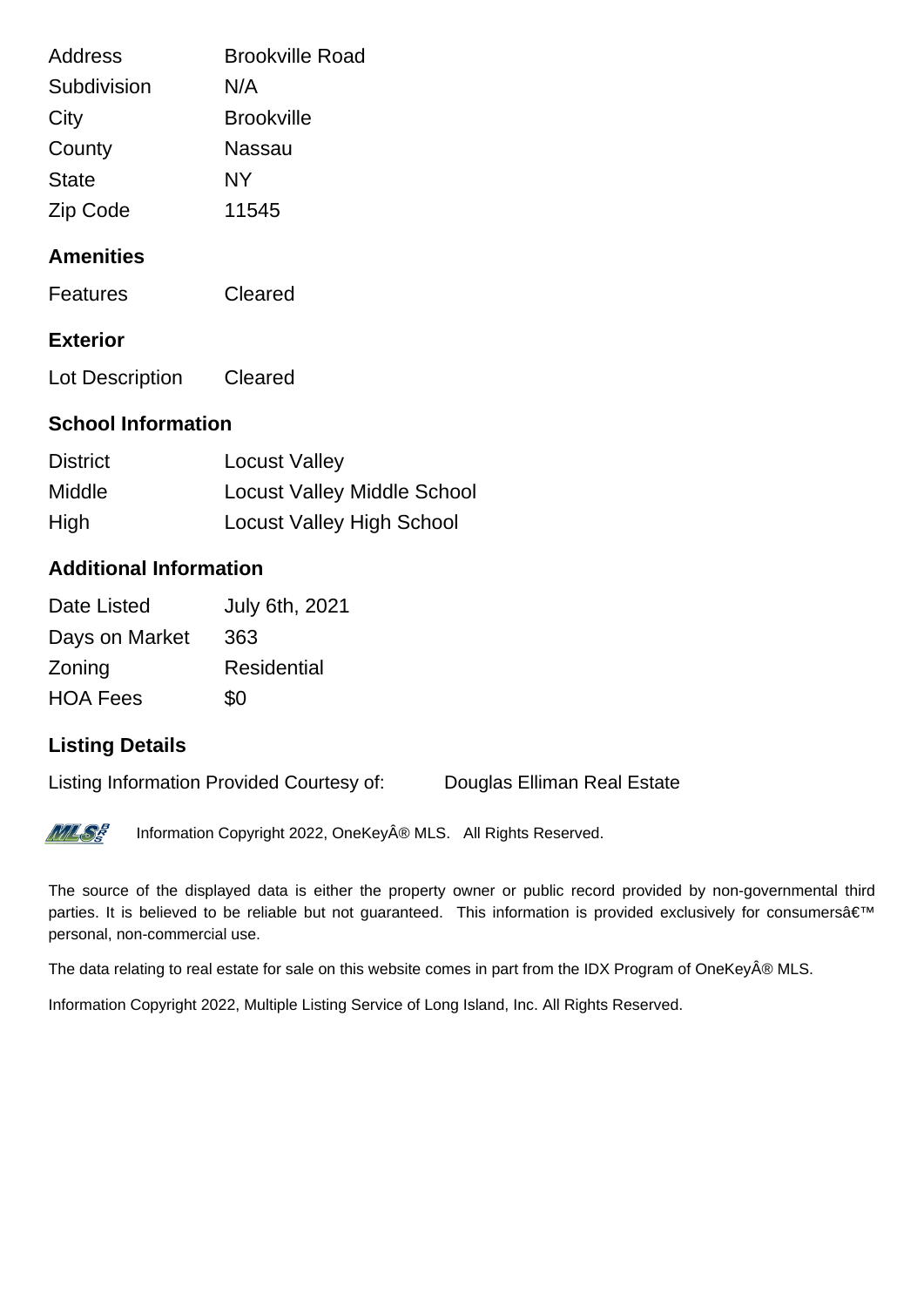| | |
|---|---|
| Address | Brookville Road |
| Subdivision | N/A |
| City | Brookville |
| County | Nassau |
| State | NY |
| Zip Code | 11545 |

### Amenities

| | |
|---|---|
| Features | Cleared |

### Exterior

| | |
|---|---|
| Lot Description | Cleared |

### School Information

| | |
|---|---|
| District | Locust Valley |
| Middle | Locust Valley Middle School |
| High | Locust Valley High School |

### Additional Information

| | |
|---|---|
| Date Listed | July 6th, 2021 |
| Days on Market | 363 |
| Zoning | Residential |
| HOA Fees | $0 |

### Listing Details

Listing Information Provided Courtesy of: Douglas Elliman Real Estate

Information Copyright 2022, OneKeyÂ® MLS. All Rights Reserved.

The source of the displayed data is either the property owner or public record provided by non-governmental third parties. It is believed to be reliable but not guaranteed. This information is provided exclusively for consumersâ€™ personal, non-commercial use.

The data relating to real estate for sale on this website comes in part from the IDX Program of OneKeyÂ® MLS.

Information Copyright 2022, Multiple Listing Service of Long Island, Inc. All Rights Reserved.